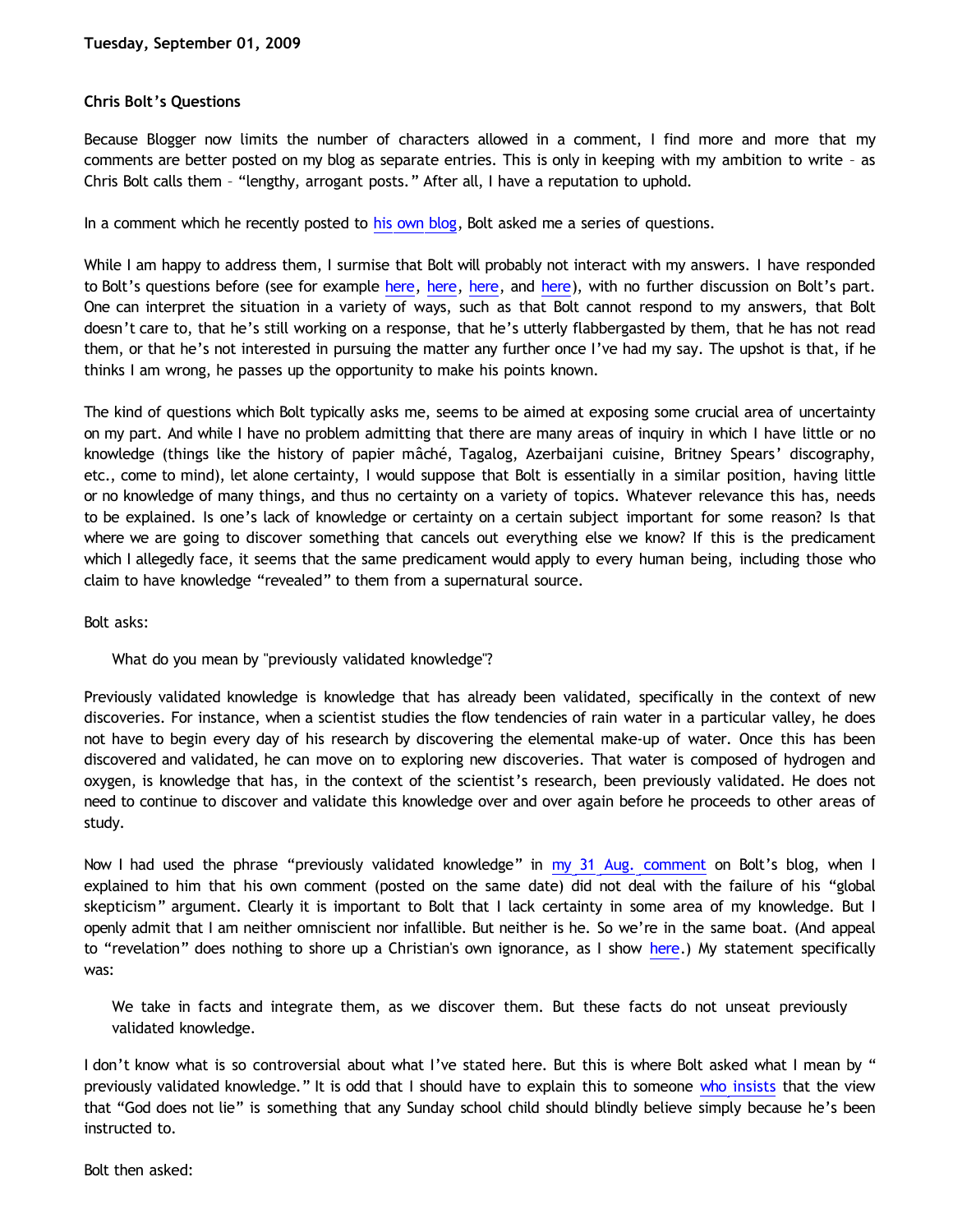**Tuesday, September 01, 2009**

**Chris Bolt's Questions**

Because Blogger now limits the number of characters allowed in a comment, I find more and more that my comments are better posted on my blog as separate entries. This is only in keeping with my ambition to write – as Chris Bolt calls them – "lengthy, arrogant posts." After all, I have a reputation to uphold.

In a comment which he recently posted to his own blog, Bolt asked me a series of questions.

While I am happy to address them, I surmise that Bolt will probably not interact with my answers. I have responded to Bolt's questions before (see for example here, here, here, and here), with no further discussion on Bolt's part. One can interpret the situation in a variety of ways, such as that Bolt cannot respond to my answers, that Bolt doesn't care to, that he's still working on a response, that he's utterly flabbergasted by them, that he has not read them, or that he's not interested in pursuing the matter any further once I've had my say. The upshot is that, if he thinks I am wrong, he passes up the opportunity to make his points known.

The kind of questions which Bolt typically asks me, seems to be aimed at exposing some crucial area of uncertainty on my part. And while I have no problem admitting that there are many areas of inquiry in which I have little or no knowledge (things like the history of papier mâché, Tagalog, Azerbaijani cuisine, Britney Spears' discography, etc., come to mind), let alone certainty, I would suppose that Bolt is essentially in a similar position, having little or no knowledge of many things, and thus no certainty on a variety of topics. Whatever relevance this has, needs to be explained. Is one's lack of knowledge or certainty on a certain subject important for some reason? Is that where we are going to discover something that cancels out everything else we know? If this is the predicament which I allegedly face, it seems that the same predicament would apply to every human being, including those who claim to have knowledge "revealed" to them from a supernatural source.

Bolt asks:

> What do you mean by "previously validated knowledge"?

Previously validated knowledge is knowledge that has already been validated, specifically in the context of new discoveries. For instance, when a scientist studies the flow tendencies of rain water in a particular valley, he does not have to begin every day of his research by discovering the elemental make-up of water. Once this has been discovered and validated, he can move on to exploring new discoveries. That water is composed of hydrogen and oxygen, is knowledge that has, in the context of the scientist's research, been previously validated. He does not need to continue to discover and validate this knowledge over and over again before he proceeds to other areas of study.

Now I had used the phrase "previously validated knowledge" in my 31 Aug. comment on Bolt's blog, when I explained to him that his own comment (posted on the same date) did not deal with the failure of his "global skepticism" argument. Clearly it is important to Bolt that I lack certainty in some area of my knowledge. But I openly admit that I am neither omniscient nor infallible. But neither is he. So we're in the same boat. (And appeal to "revelation" does nothing to shore up a Christian's own ignorance, as I show here.) My statement specifically was:

> We take in facts and integrate them, as we discover them. But these facts do not unseat previously validated knowledge.

I don't know what is so controversial about what I've stated here. But this is where Bolt asked what I mean by "previously validated knowledge." It is odd that I should have to explain this to someone who insists that the view that "God does not lie" is something that any Sunday school child should blindly believe simply because he's been instructed to.

Bolt then asked: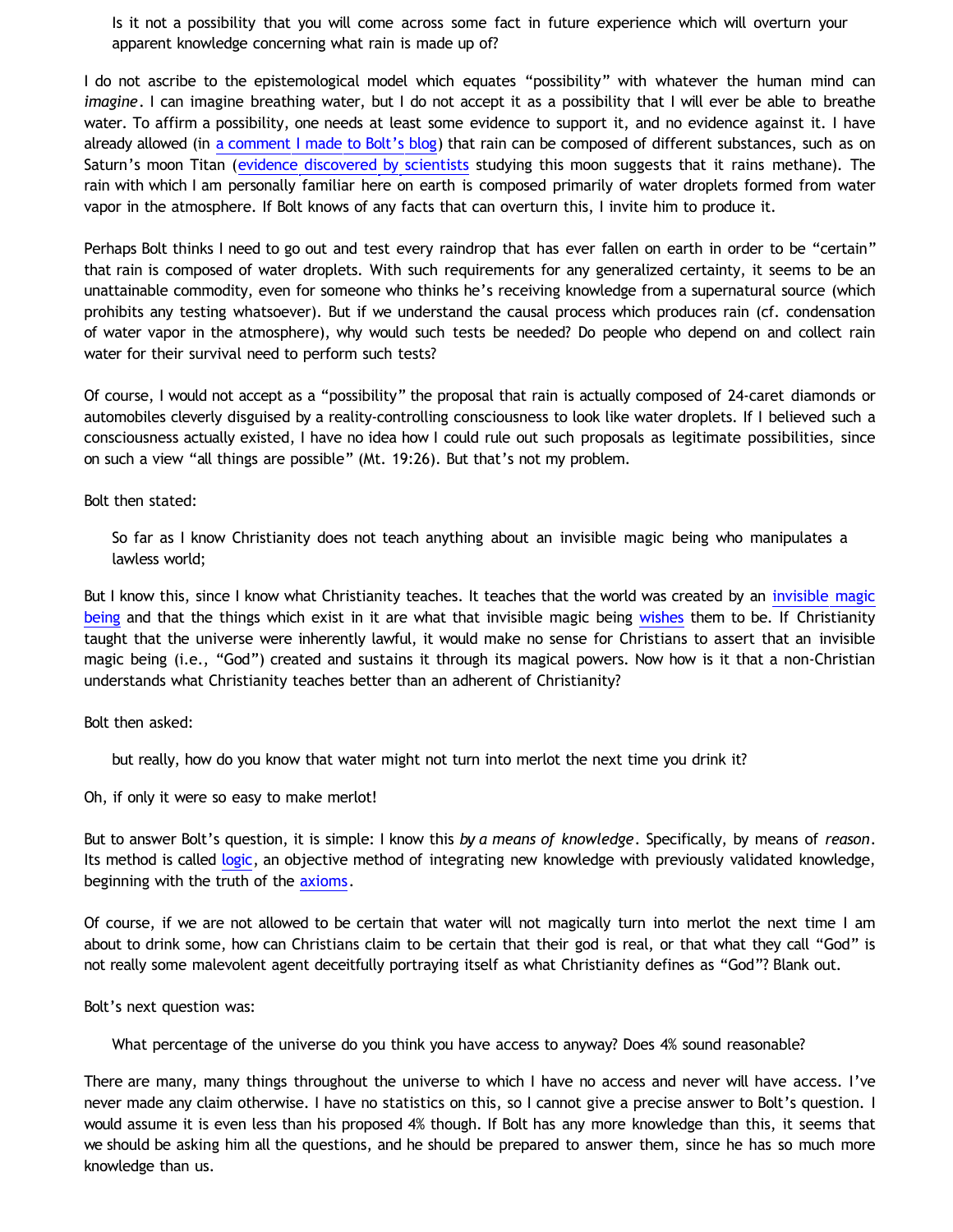> Is it not a possibility that you will come across some fact in future experience which will overturn your apparent knowledge concerning what rain is made up of?

I do not ascribe to the epistemological model which equates "possibility" with whatever the human mind can *imagine*. I can imagine breathing water, but I do not accept it as a possibility that I will ever be able to breathe water. To affirm a possibility, one needs at least some evidence to support it, and no evidence against it. I have already allowed (in a comment I made to Bolt's blog) that rain can be composed of different substances, such as on Saturn's moon Titan (evidence discovered by scientists studying this moon suggests that it rains methane). The rain with which I am personally familiar here on earth is composed primarily of water droplets formed from water vapor in the atmosphere. If Bolt knows of any facts that can overturn this, I invite him to produce it.

Perhaps Bolt thinks I need to go out and test every raindrop that has ever fallen on earth in order to be "certain" that rain is composed of water droplets. With such requirements for any generalized certainty, it seems to be an unattainable commodity, even for someone who thinks he's receiving knowledge from a supernatural source (which prohibits any testing whatsoever). But if we understand the causal process which produces rain (cf. condensation of water vapor in the atmosphere), why would such tests be needed? Do people who depend on and collect rain water for their survival need to perform such tests?

Of course, I would not accept as a "possibility" the proposal that rain is actually composed of 24-caret diamonds or automobiles cleverly disguised by a reality-controlling consciousness to look like water droplets. If I believed such a consciousness actually existed, I have no idea how I could rule out such proposals as legitimate possibilities, since on such a view "all things are possible" (Mt. 19:26). But that's not my problem.

Bolt then stated:

> So far as I know Christianity does not teach anything about an invisible magic being who manipulates a lawless world;

But I know this, since I know what Christianity teaches. It teaches that the world was created by an invisible magic being and that the things which exist in it are what that invisible magic being wishes them to be. If Christianity taught that the universe were inherently lawful, it would make no sense for Christians to assert that an invisible magic being (i.e., "God") created and sustains it through its magical powers. Now how is it that a non-Christian understands what Christianity teaches better than an adherent of Christianity?

Bolt then asked:

> but really, how do you know that water might not turn into merlot the next time you drink it?

Oh, if only it were so easy to make merlot!

But to answer Bolt's question, it is simple: I know this *by a means of knowledge*. Specifically, by means of *reason*. Its method is called logic, an objective method of integrating new knowledge with previously validated knowledge, beginning with the truth of the axioms.

Of course, if we are not allowed to be certain that water will not magically turn into merlot the next time I am about to drink some, how can Christians claim to be certain that their god is real, or that what they call "God" is not really some malevolent agent deceitfully portraying itself as what Christianity defines as "God"? Blank out.

Bolt's next question was:

> What percentage of the universe do you think you have access to anyway? Does 4% sound reasonable?

There are many, many things throughout the universe to which I have no access and never will have access. I've never made any claim otherwise. I have no statistics on this, so I cannot give a precise answer to Bolt's question. I would assume it is even less than his proposed 4% though. If Bolt has any more knowledge than this, it seems that we should be asking him all the questions, and he should be prepared to answer them, since he has so much more knowledge than us.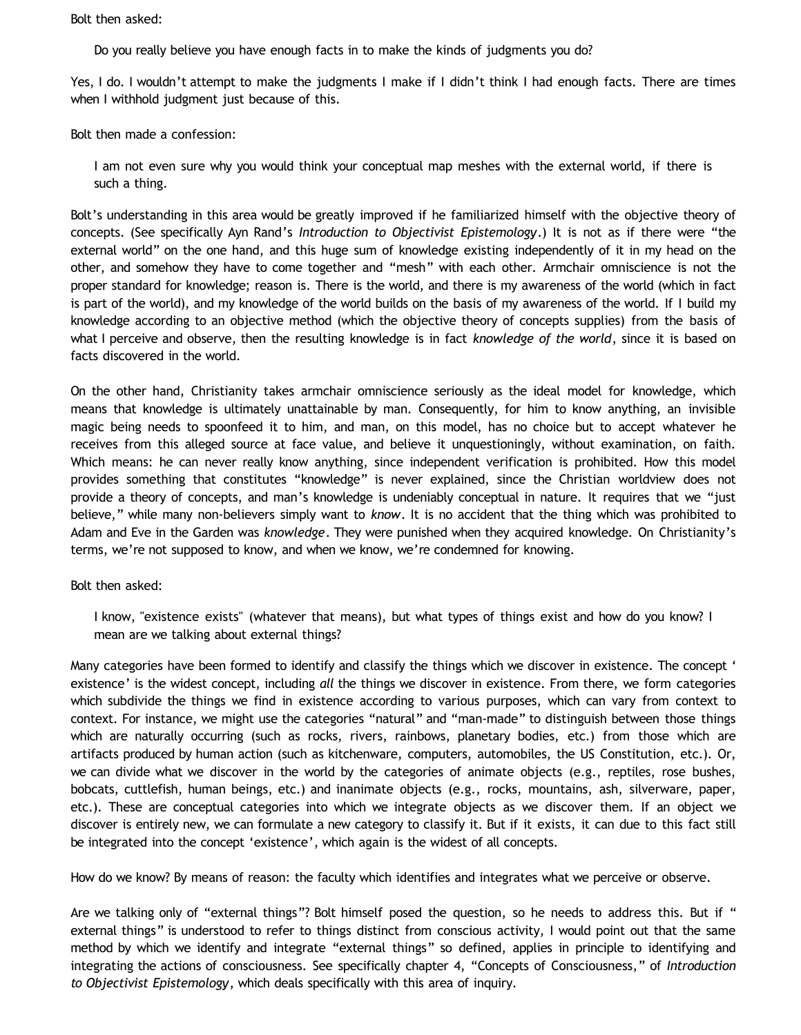Bolt then asked:

> Do you really believe you have enough facts in to make the kinds of judgments you do?

Yes, I do. I wouldn't attempt to make the judgments I make if I didn't think I had enough facts. There are times when I withhold judgment just because of this.

Bolt then made a confession:

> I am not even sure why you would think your conceptual map meshes with the external world, if there is such a thing.

Bolt's understanding in this area would be greatly improved if he familiarized himself with the objective theory of concepts. (See specifically Ayn Rand's *Introduction to Objectivist Epistemology*.) It is not as if there were "the external world" on the one hand, and this huge sum of knowledge existing independently of it in my head on the other, and somehow they have to come together and "mesh" with each other. Armchair omniscience is not the proper standard for knowledge; reason is. There is the world, and there is my awareness of the world (which in fact is part of the world), and my knowledge of the world builds on the basis of my awareness of the world. If I build my knowledge according to an objective method (which the objective theory of concepts supplies) from the basis of what I perceive and observe, then the resulting knowledge is in fact *knowledge of the world*, since it is based on facts discovered in the world.

On the other hand, Christianity takes armchair omniscience seriously as the ideal model for knowledge, which means that knowledge is ultimately unattainable by man. Consequently, for him to know anything, an invisible magic being needs to spoonfeed it to him, and man, on this model, has no choice but to accept whatever he receives from this alleged source at face value, and believe it unquestioningly, without examination, on faith. Which means: he can never really know anything, since independent verification is prohibited. How this model provides something that constitutes "knowledge" is never explained, since the Christian worldview does not provide a theory of concepts, and man's knowledge is undeniably conceptual in nature. It requires that we "just believe," while many non-believers simply want to *know*. It is no accident that the thing which was prohibited to Adam and Eve in the Garden was *knowledge*. They were punished when they acquired knowledge. On Christianity's terms, we're not supposed to know, and when we know, we're condemned for knowing.

Bolt then asked:

> I know, "existence exists" (whatever that means), but what types of things exist and how do you know? I mean are we talking about external things?

Many categories have been formed to identify and classify the things which we discover in existence. The concept 'existence' is the widest concept, including *all* the things we discover in existence. From there, we form categories which subdivide the things we find in existence according to various purposes, which can vary from context to context. For instance, we might use the categories "natural" and "man-made" to distinguish between those things which are naturally occurring (such as rocks, rivers, rainbows, planetary bodies, etc.) from those which are artifacts produced by human action (such as kitchenware, computers, automobiles, the US Constitution, etc.). Or, we can divide what we discover in the world by the categories of animate objects (e.g., reptiles, rose bushes, bobcats, cuttlefish, human beings, etc.) and inanimate objects (e.g., rocks, mountains, ash, silverware, paper, etc.). These are conceptual categories into which we integrate objects as we discover them. If an object we discover is entirely new, we can formulate a new category to classify it. But if it exists, it can due to this fact still be integrated into the concept 'existence', which again is the widest of all concepts.

How do we know? By means of reason: the faculty which identifies and integrates what we perceive or observe.

Are we talking only of "external things"? Bolt himself posed the question, so he needs to address this. But if "external things" is understood to refer to things distinct from conscious activity, I would point out that the same method by which we identify and integrate "external things" so defined, applies in principle to identifying and integrating the actions of consciousness. See specifically chapter 4, "Concepts of Consciousness," of *Introduction to Objectivist Epistemology*, which deals specifically with this area of inquiry.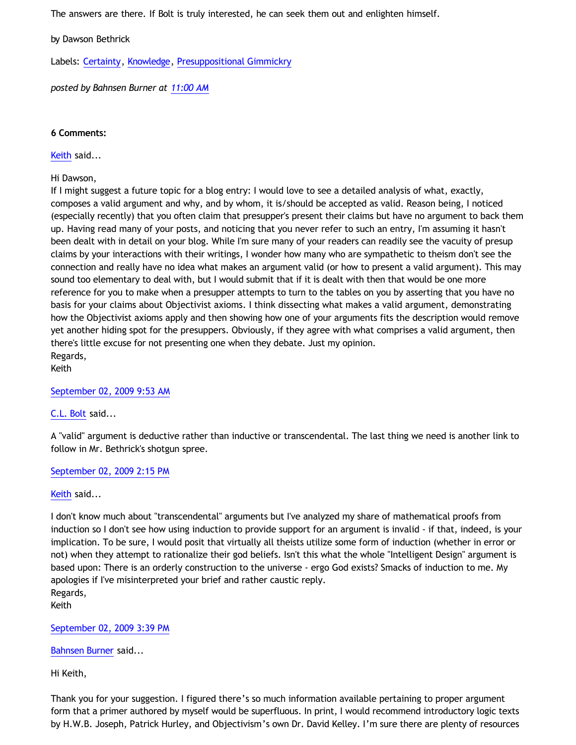The answers are there. If Bolt is truly interested, he can seek them out and enlighten himself.

by Dawson Bethrick

Labels: Certainty, Knowledge, Presuppositional Gimmickry

*posted by Bahnsen Burner at 11:00 AM*

**6 Comments:**

Keith said...

Hi Dawson,
If I might suggest a future topic for a blog entry: I would love to see a detailed analysis of what, exactly, composes a valid argument and why, and by whom, it is/should be accepted as valid. Reason being, I noticed (especially recently) that you often claim that presupper's present their claims but have no argument to back them up. Having read many of your posts, and noticing that you never refer to such an entry, I'm assuming it hasn't been dealt with in detail on your blog. While I'm sure many of your readers can readily see the vacuity of presup claims by your interactions with their writings, I wonder how many who are sympathetic to theism don't see the connection and really have no idea what makes an argument valid (or how to present a valid argument). This may sound too elementary to deal with, but I would submit that if it is dealt with then that would be one more reference for you to make when a presupper attempts to turn to the tables on you by asserting that you have no basis for your claims about Objectivist axioms. I think dissecting what makes a valid argument, demonstrating how the Objectivist axioms apply and then showing how one of your arguments fits the description would remove yet another hiding spot for the presuppers. Obviously, if they agree with what comprises a valid argument, then there's little excuse for not presenting one when they debate. Just my opinion.
Regards,
Keith

September 02, 2009 9:53 AM

C.L. Bolt said...

A "valid" argument is deductive rather than inductive or transcendental. The last thing we need is another link to follow in Mr. Bethrick's shotgun spree.

September 02, 2009 2:15 PM

Keith said...

I don't know much about "transcendental" arguments but I've analyzed my share of mathematical proofs from induction so I don't see how using induction to provide support for an argument is invalid - if that, indeed, is your implication. To be sure, I would posit that virtually all theists utilize some form of induction (whether in error or not) when they attempt to rationalize their god beliefs. Isn't this what the whole "Intelligent Design" argument is based upon: There is an orderly construction to the universe - ergo God exists? Smacks of induction to me. My apologies if I've misinterpreted your brief and rather caustic reply.
Regards,
Keith

September 02, 2009 3:39 PM

Bahnsen Burner said...

Hi Keith,

Thank you for your suggestion. I figured there's so much information available pertaining to proper argument form that a primer authored by myself would be superfluous. In print, I would recommend introductory logic texts by H.W.B. Joseph, Patrick Hurley, and Objectivism's own Dr. David Kelley. I'm sure there are plenty of resources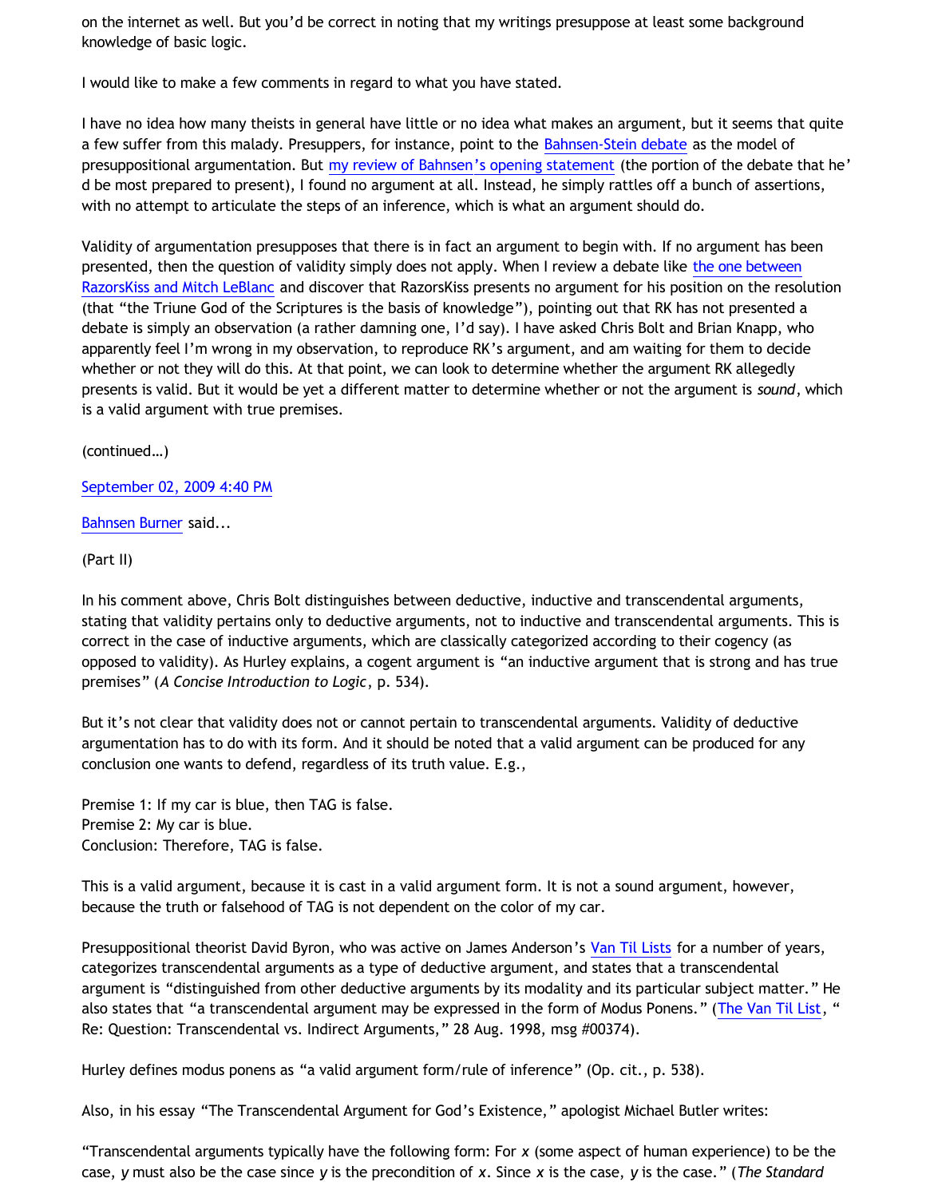on the internet as well. But you'd be correct in noting that my writings presuppose at least some background knowledge of basic logic.

I would like to make a few comments in regard to what you have stated.

I have no idea how many theists in general have little or no idea what makes an argument, but it seems that quite a few suffer from this malady. Presuppers, for instance, point to the Bahnsen-Stein debate as the model of presuppositional argumentation. But my review of Bahnsen's opening statement (the portion of the debate that he'd be most prepared to present), I found no argument at all. Instead, he simply rattles off a bunch of assertions, with no attempt to articulate the steps of an inference, which is what an argument should do.

Validity of argumentation presupposes that there is in fact an argument to begin with. If no argument has been presented, then the question of validity simply does not apply. When I review a debate like the one between RazorsKiss and Mitch LeBlanc and discover that RazorsKiss presents no argument for his position on the resolution (that "the Triune God of the Scriptures is the basis of knowledge"), pointing out that RK has not presented a debate is simply an observation (a rather damning one, I'd say). I have asked Chris Bolt and Brian Knapp, who apparently feel I'm wrong in my observation, to reproduce RK's argument, and am waiting for them to decide whether or not they will do this. At that point, we can look to determine whether the argument RK allegedly presents is valid. But it would be yet a different matter to determine whether or not the argument is *sound*, which is a valid argument with true premises.

(continued…)

September 02, 2009 4:40 PM

Bahnsen Burner said...

(Part II)

In his comment above, Chris Bolt distinguishes between deductive, inductive and transcendental arguments, stating that validity pertains only to deductive arguments, not to inductive and transcendental arguments. This is correct in the case of inductive arguments, which are classically categorized according to their cogency (as opposed to validity). As Hurley explains, a cogent argument is "an inductive argument that is strong and has true premises" (*A Concise Introduction to Logic*, p. 534).

But it's not clear that validity does not or cannot pertain to transcendental arguments. Validity of deductive argumentation has to do with its form. And it should be noted that a valid argument can be produced for any conclusion one wants to defend, regardless of its truth value. E.g.,

Premise 1: If my car is blue, then TAG is false.
Premise 2: My car is blue.
Conclusion: Therefore, TAG is false.

This is a valid argument, because it is cast in a valid argument form. It is not a sound argument, however, because the truth or falsehood of TAG is not dependent on the color of my car.

Presuppositional theorist David Byron, who was active on James Anderson's Van Til Lists for a number of years, categorizes transcendental arguments as a type of deductive argument, and states that a transcendental argument is "distinguished from other deductive arguments by its modality and its particular subject matter." He also states that "a transcendental argument may be expressed in the form of Modus Ponens." (The Van Til List, "Re: Question: Transcendental vs. Indirect Arguments," 28 Aug. 1998, msg #00374).

Hurley defines modus ponens as "a valid argument form/rule of inference" (Op. cit., p. 538).

Also, in his essay "The Transcendental Argument for God's Existence," apologist Michael Butler writes:

"Transcendental arguments typically have the following form: For *x* (some aspect of human experience) to be the case, *y* must also be the case since *y* is the precondition of *x*. Since *x* is the case, *y* is the case." (*The Standard*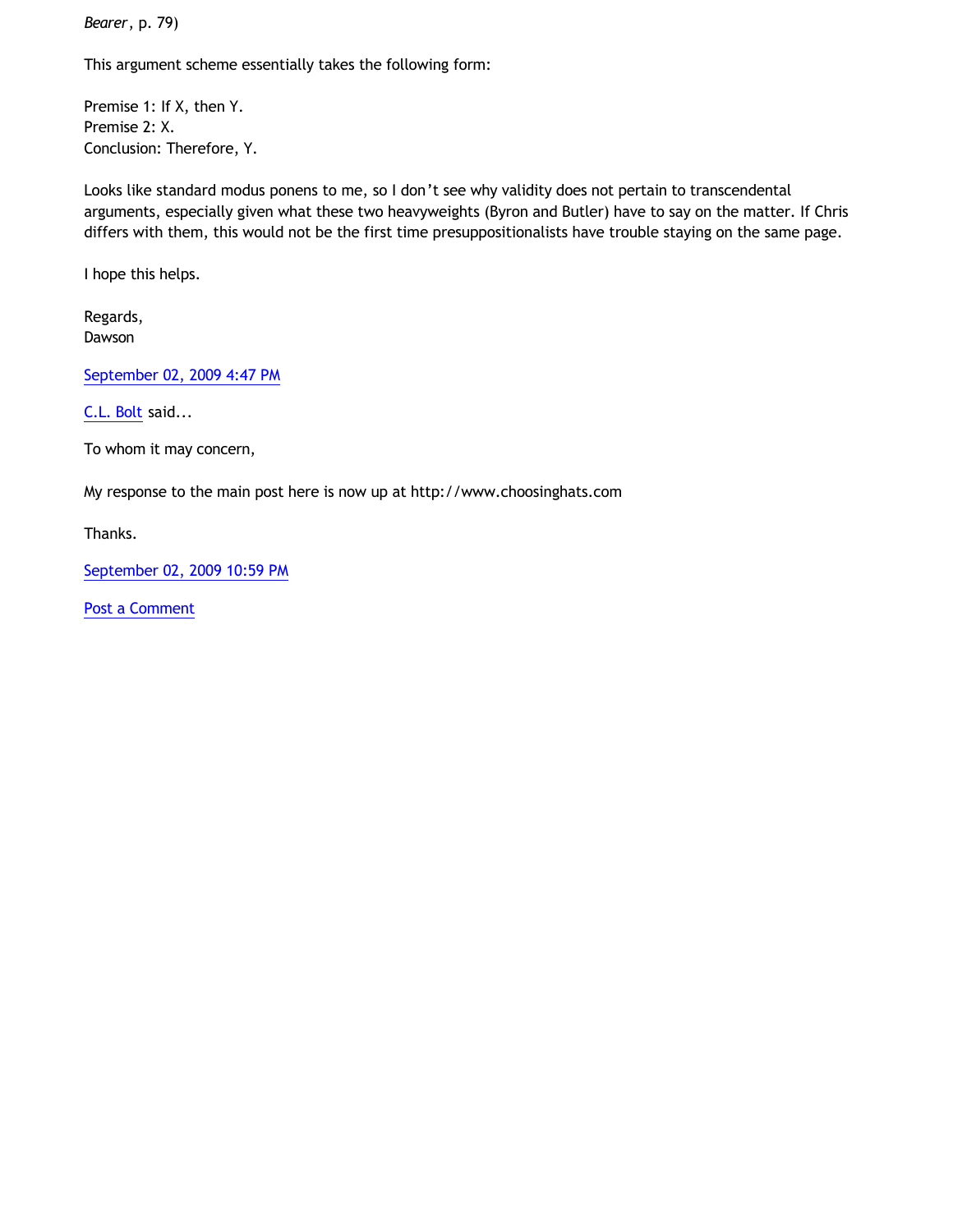*Bearer*, p. 79)

This argument scheme essentially takes the following form:

Premise 1: If X, then Y.
Premise 2: X.
Conclusion: Therefore, Y.

Looks like standard modus ponens to me, so I don't see why validity does not pertain to transcendental arguments, especially given what these two heavyweights (Byron and Butler) have to say on the matter. If Chris differs with them, this would not be the first time presuppositionalists have trouble staying on the same page.

I hope this helps.

Regards,
Dawson

September 02, 2009 4:47 PM

C.L. Bolt said...

To whom it may concern,

My response to the main post here is now up at http://www.choosinghats.com

Thanks.

September 02, 2009 10:59 PM

Post a Comment